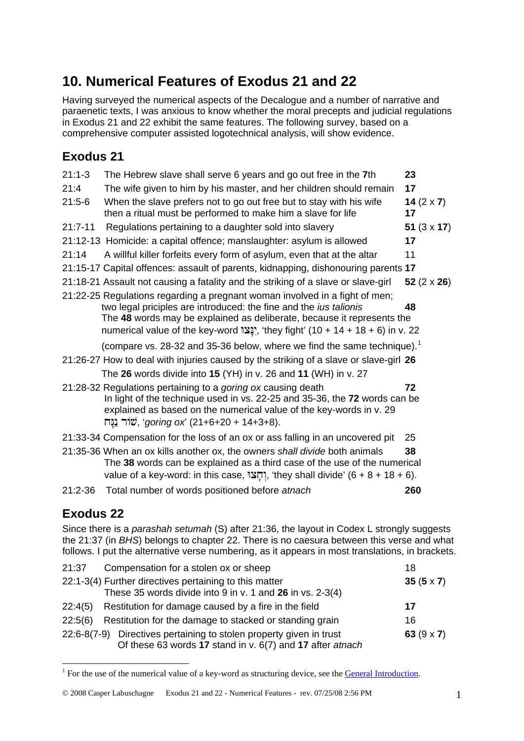# 10. Numerical Features of Exodus 21 and 22

Having surveyed the numerical aspects of the Decalogue and a number of narrative and paraenetic texts, I was anxious to know whether the moral precepts and judicial regulations in Exodus 21 and 22 exhibit the same features. The following survey, based on a comprehensive computer assisted logotechnical analysis, will show evidence.

## Exodus 21

| | | |
|---|---|---|
| 21:1-3 | The Hebrew slave shall serve 6 years and go out free in the **7**th | **23** |
| 21:4 | The wife given to him by his master, and her children should remain | **17** |
| 21:5-6 | When the slave prefers not to go out free but to stay with his wife<br>then a ritual must be performed to make him a slave for life | **14** (2 x **7**)<br>**17** |
| 21:7-11 | Regulations pertaining to a daughter sold into slavery | **51** (3 x **17**) |
| 21:12-13 | Homicide: a capital offence; manslaughter: asylum is allowed | **17** |
| 21:14 | A willful killer forfeits every form of asylum, even that at the altar | 11 |
| 21:15-17 | Capital offences: assault of parents, kidnapping, dishonouring parents | **17** |
| 21:18-21 | Assault not causing a fatality and the striking of a slave or slave-girl | **52** (2 x **26**) |
| 21:22-25 | Regulations regarding a pregnant woman involved in a fight of men; two legal priciples are introduced: the fine and the *ius talionis*<br>The **48** words may be explained as deliberate, because it represents the numerical value of the key-word יִנָּצוּ, 'they fight' (10 + 14 + 18 + 6) in v. 22<br>(compare vs. 28-32 and 35-36 below, where we find the same technique).[1] | **48** |
| 21:26-27 | How to deal with injuries caused by the striking of a slave or slave-girl<br>The **26** words divide into **15** (YH) in v. 26 and **11** (WH) in v. 27 | **26** |
| 21:28-32 | Regulations pertaining to a *goring ox* causing death<br>In light of the technique used in vs. 22-25 and 35-36, the **72** words can be explained as based on the numerical value of the key-words in v. 29 שׁוֹר נַגָּח, '*goring ox*' (21+6+20 + 14+3+8). | **72** |
| 21:33-34 | Compensation for the loss of an ox or ass falling in an uncovered pit | 25 |
| 21:35-36 | When an ox kills another ox, the owners *shall divide* both animals<br>The **38** words can be explained as a third case of the use of the numerical value of a key-word: in this case, וְחָצוּ, 'they shall divide' (6 + 8 + 18 + 6). | **38** |
| 21:2-36 | Total number of words positioned before *atnach* | **260** |

## Exodus 22

Since there is a *parashah setumah* (S) after 21:36, the layout in Codex L strongly suggests the 21:37 (in *BHS*) belongs to chapter 22. There is no caesura between this verse and what follows. I put the alternative verse numbering, as it appears in most translations, in brackets.

| | | |
|---|---|---|
| 21:37 | Compensation for a stolen ox or sheep | 18 |
| 22:1-3(4) | Further directives pertaining to this matter<br>These 35 words divide into 9 in v. 1 and **26** in vs. 2-3(4) | **35** (**5** x **7**) |
| 22:4(5) | Restitution for damage caused by a fire in the field | **17** |
| 22:5(6) | Restitution for the damage to stacked or standing grain | 16 |
| 22:6-8(7-9) | Directives pertaining to stolen property given in trust<br>Of these 63 words **17** stand in v. 6(7) and **17** after *atnach* | **63** (9 x **7**) |

[1] For the use of the numerical value of a key-word as structuring device, see the General Introduction.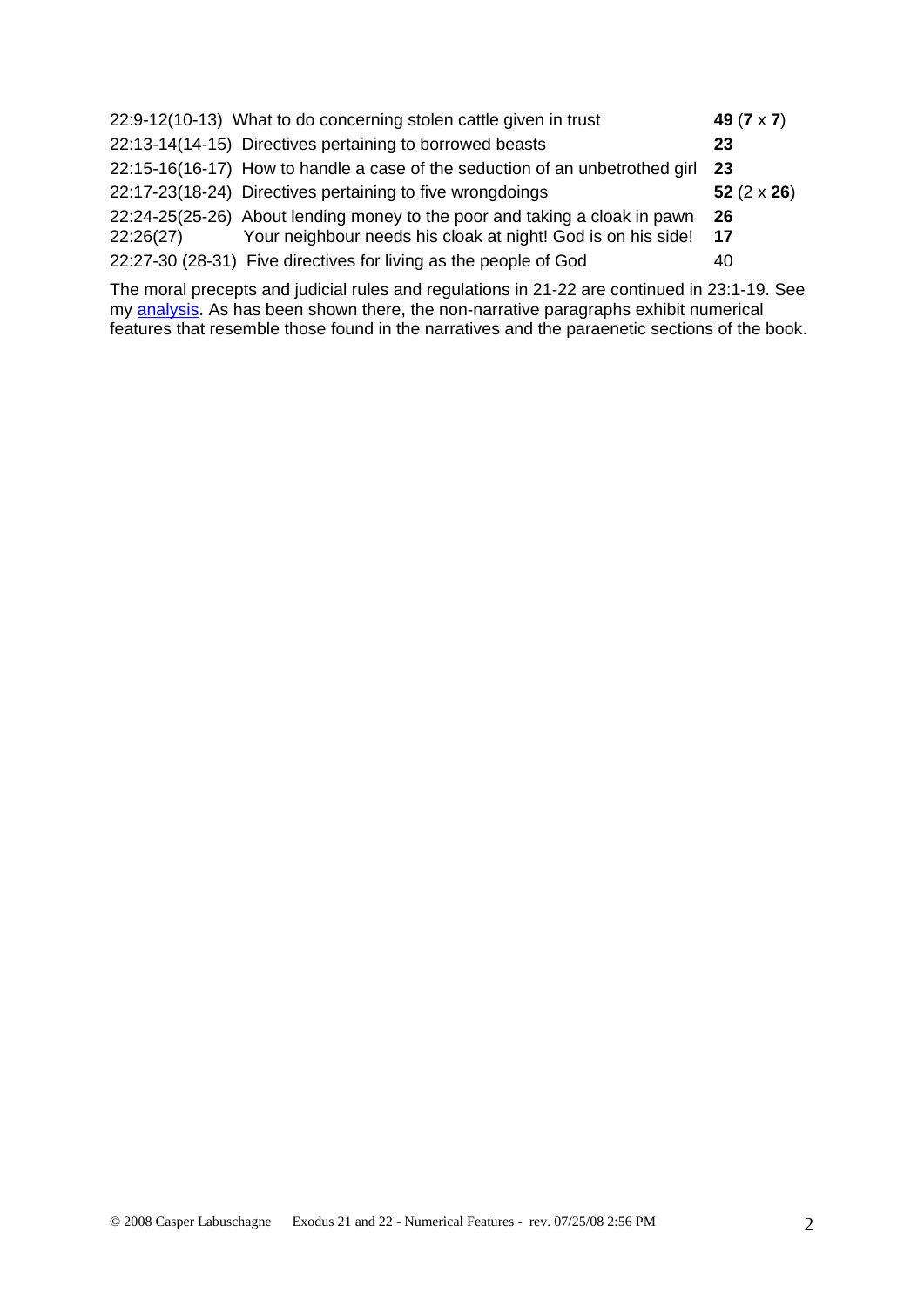| | | |
|---|---|---|
| 22:9-12(10-13) | What to do concerning stolen cattle given in trust | **49** (**7** x **7**) |
| 22:13-14(14-15) | Directives pertaining to borrowed beasts | **23** |
| 22:15-16(16-17) | How to handle a case of the seduction of an unbetrothed girl | **23** |
| 22:17-23(18-24) | Directives pertaining to five wrongdoings | **52** (2 x **26**) |
| 22:24-25(25-26) | About lending money to the poor and taking a cloak in pawn | **26** |
| 22:26(27) | Your neighbour needs his cloak at night! God is on his side! | **17** |
| 22:27-30 (28-31) | Five directives for living as the people of God | 40 |

The moral precepts and judicial rules and regulations in 21-22 are continued in 23:1-19. See my analysis. As has been shown there, the non-narrative paragraphs exhibit numerical features that resemble those found in the narratives and the paraenetic sections of the book.